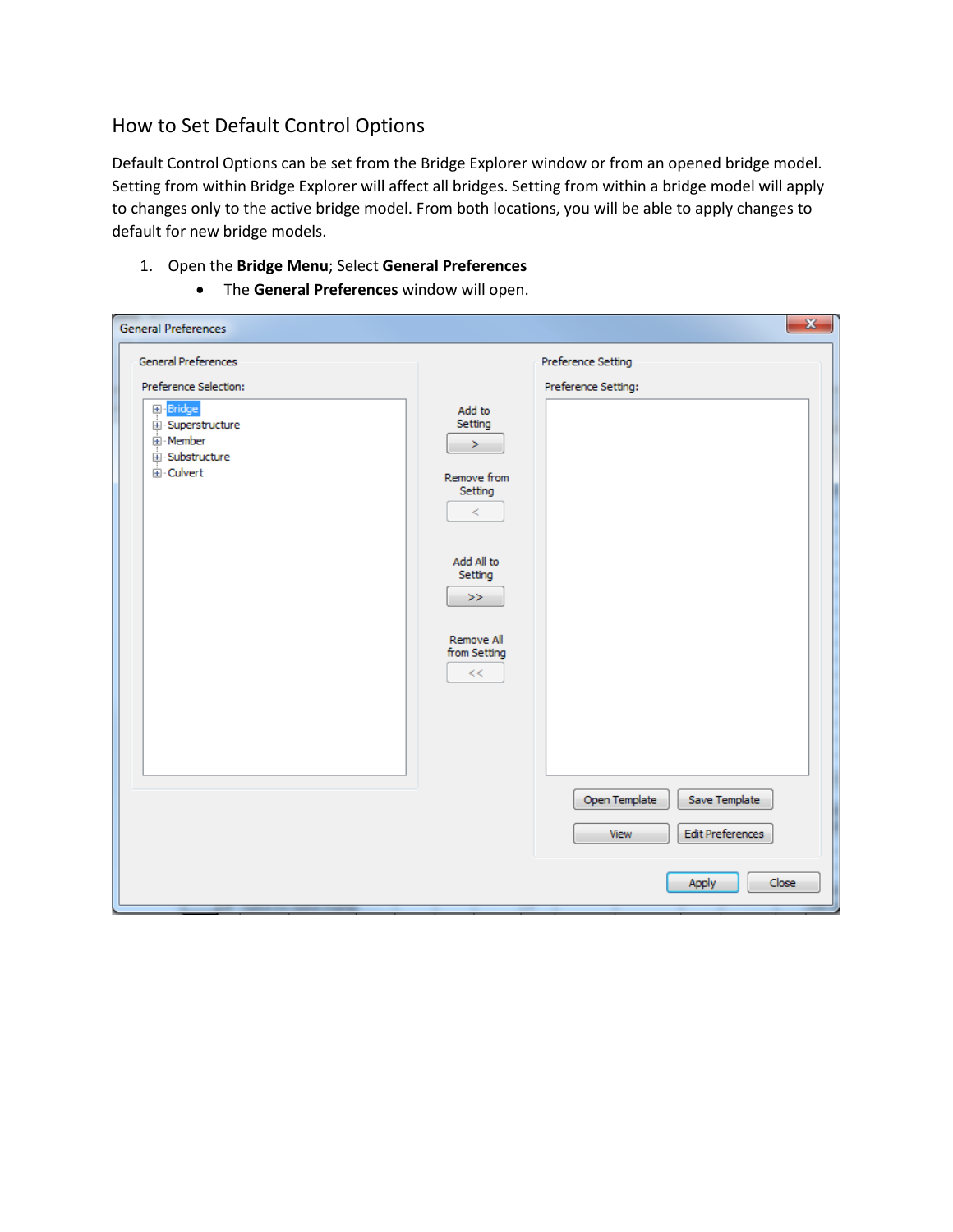## How to Set Default Control Options

Default Control Options can be set from the Bridge Explorer window or from an opened bridge model. Setting from within Bridge Explorer will affect all bridges. Setting from within a bridge model will apply to changes only to the active bridge model. From both locations, you will be able to apply changes to default for new bridge models.

1. Open the **Bridge Menu**; Select **General Preferences**
   - The **General Preferences** window will open.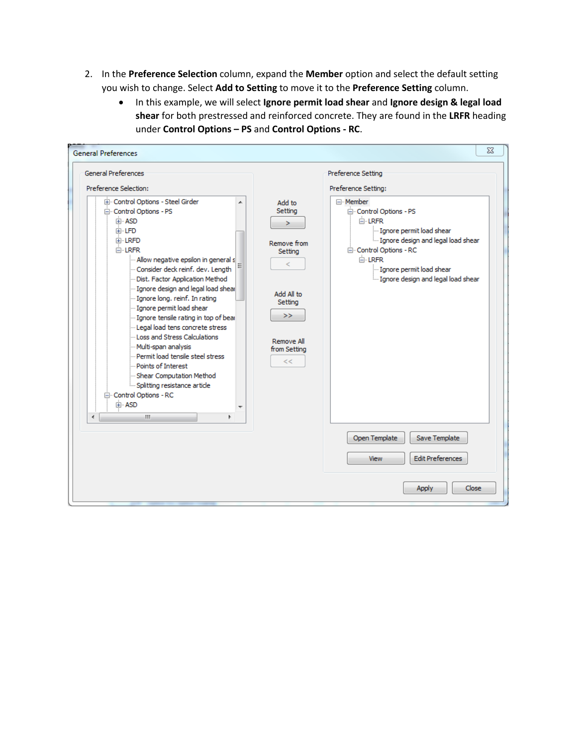2. In the **Preference Selection** column, expand the **Member** option and select the default setting you wish to change. Select **Add to Setting** to move it to the **Preference Setting** column.
   - In this example, we will select **Ignore permit load shear** and **Ignore design & legal load shear** for both prestressed and reinforced concrete. They are found in the **LRFR** heading under **Control Options – PS** and **Control Options - RC**.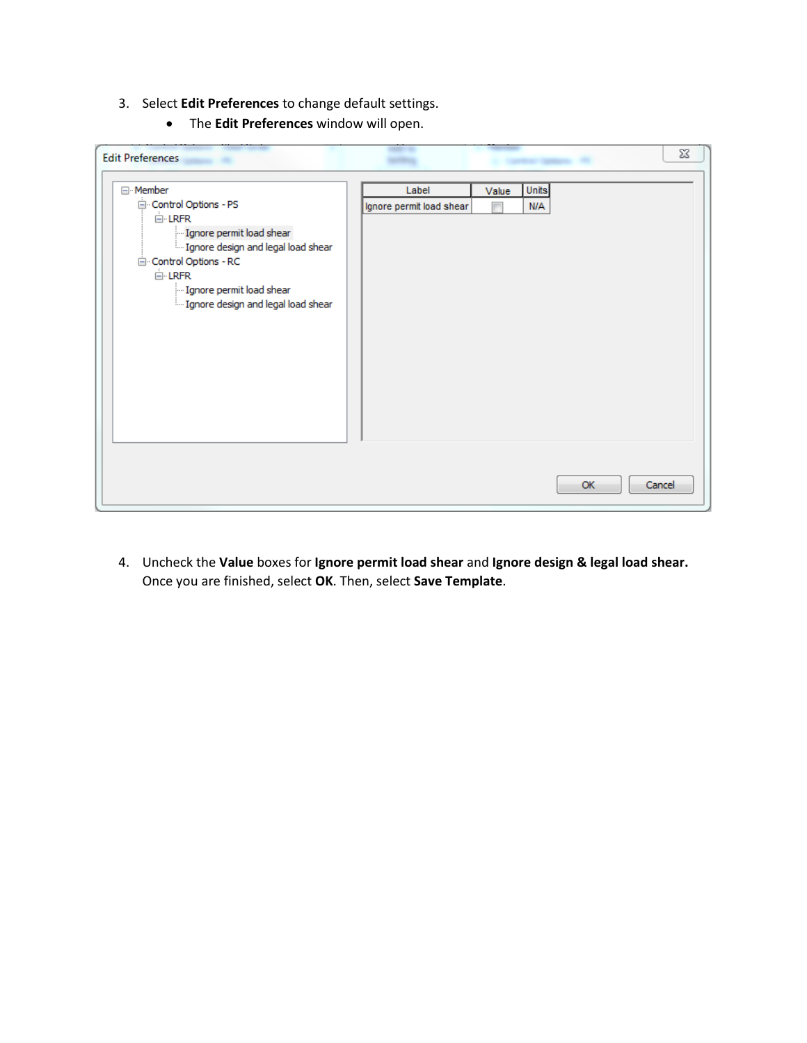3. Select **Edit Preferences** to change default settings.
   - The **Edit Preferences** window will open.

4. Uncheck the **Value** boxes for **Ignore permit load shear** and **Ignore design & legal load shear.** Once you are finished, select **OK**. Then, select **Save Template**.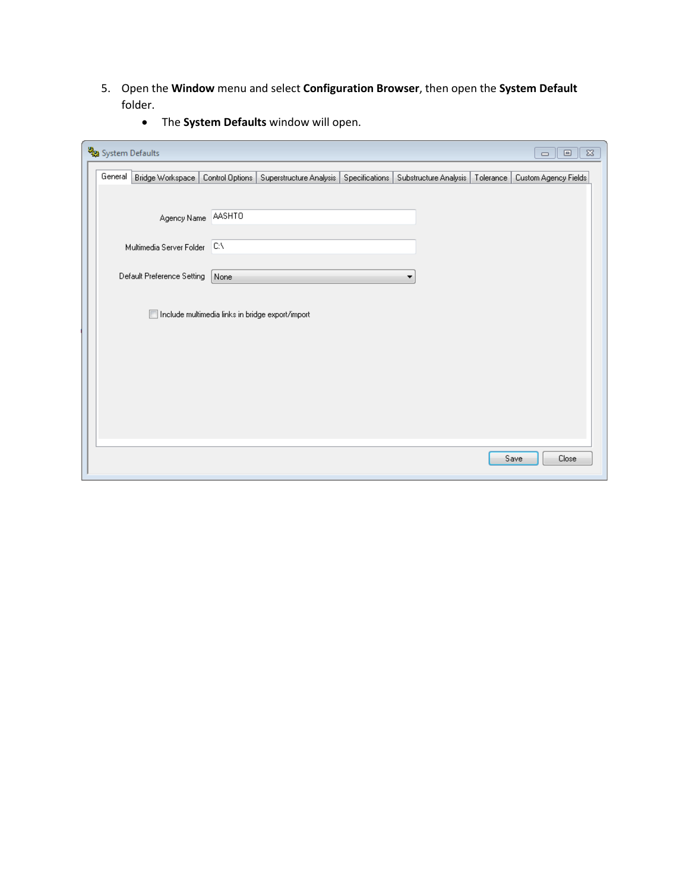5. Open the **Window** menu and select **Configuration Browser**, then open the **System Default** folder.
    - The **System Defaults** window will open.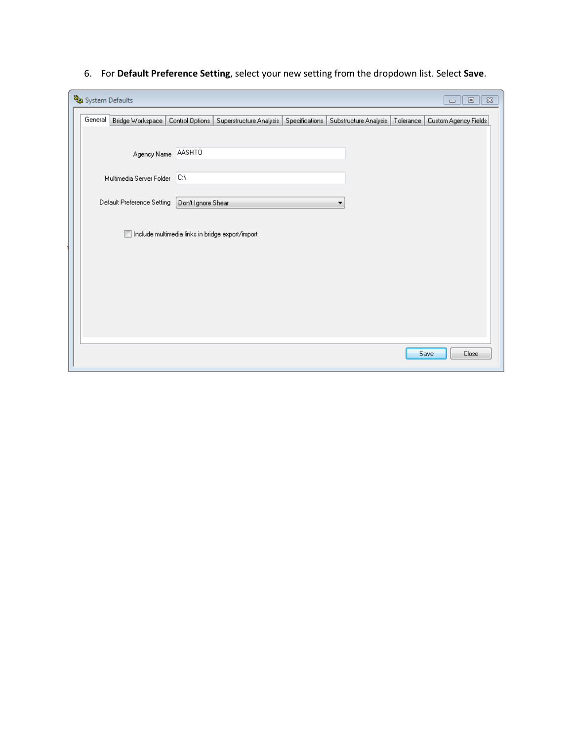6. For **Default Preference Setting**, select your new setting from the dropdown list. Select **Save**.